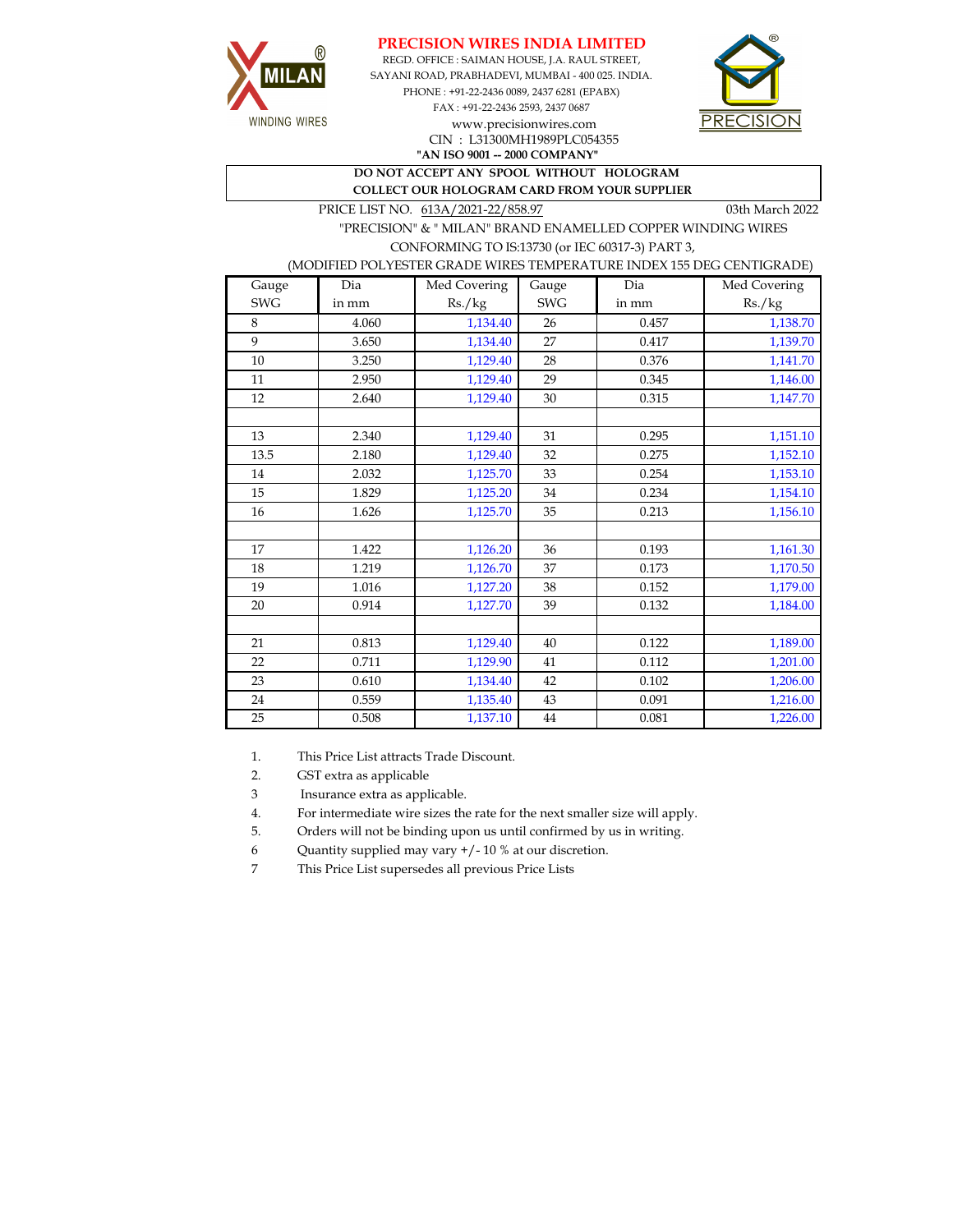# PRECISION WIRES INDIA LIMITED

REGD. OFFICE : SAIMAN HOUSE, J.A. RAUL STREET,
SAYANI ROAD, PRABHADEVI, MUMBAI - 400 025. INDIA.
PHONE : +91-22-2436 0089, 2437 6281 (EPABX)
FAX : +91-22-2436 2593, 2437 0687
www.precisionwires.com
CIN : L31300MH1989PLC054355
**"AN ISO 9001 -- 2000 COMPANY"**

MILAN® WINDING WIRES

PRECISION®

**DO NOT ACCEPT ANY SPOOL WITHOUT HOLOGRAM**
**COLLECT OUR HOLOGRAM CARD FROM YOUR SUPPLIER**

PRICE LIST NO. 613A/2021-22/858.97 — 03th March 2022

"PRECISION" & " MILAN" BRAND ENAMELLED COPPER WINDING WIRES
CONFORMING TO IS:13730 (or IEC 60317-3) PART 3,
(MODIFIED POLYESTER GRADE WIRES TEMPERATURE INDEX 155 DEG CENTIGRADE)

| Gauge SWG | Dia in mm | Med Covering Rs./kg | Gauge SWG | Dia in mm | Med Covering Rs./kg |
|---|---|---|---|---|---|
| 8 | 4.060 | 1,134.40 | 26 | 0.457 | 1,138.70 |
| 9 | 3.650 | 1,134.40 | 27 | 0.417 | 1,139.70 |
| 10 | 3.250 | 1,129.40 | 28 | 0.376 | 1,141.70 |
| 11 | 2.950 | 1,129.40 | 29 | 0.345 | 1,146.00 |
| 12 | 2.640 | 1,129.40 | 30 | 0.315 | 1,147.70 |
| | | | | | |
| 13 | 2.340 | 1,129.40 | 31 | 0.295 | 1,151.10 |
| 13.5 | 2.180 | 1,129.40 | 32 | 0.275 | 1,152.10 |
| 14 | 2.032 | 1,125.70 | 33 | 0.254 | 1,153.10 |
| 15 | 1.829 | 1,125.20 | 34 | 0.234 | 1,154.10 |
| 16 | 1.626 | 1,125.70 | 35 | 0.213 | 1,156.10 |
| | | | | | |
| 17 | 1.422 | 1,126.20 | 36 | 0.193 | 1,161.30 |
| 18 | 1.219 | 1,126.70 | 37 | 0.173 | 1,170.50 |
| 19 | 1.016 | 1,127.20 | 38 | 0.152 | 1,179.00 |
| 20 | 0.914 | 1,127.70 | 39 | 0.132 | 1,184.00 |
| | | | | | |
| 21 | 0.813 | 1,129.40 | 40 | 0.122 | 1,189.00 |
| 22 | 0.711 | 1,129.90 | 41 | 0.112 | 1,201.00 |
| 23 | 0.610 | 1,134.40 | 42 | 0.102 | 1,206.00 |
| 24 | 0.559 | 1,135.40 | 43 | 0.091 | 1,216.00 |
| 25 | 0.508 | 1,137.10 | 44 | 0.081 | 1,226.00 |

1. This Price List attracts Trade Discount.
2. GST extra as applicable
3. Insurance extra as applicable.
4. For intermediate wire sizes the rate for the next smaller size will apply.
5. Orders will not be binding upon us until confirmed by us in writing.
6. Quantity supplied may vary +/- 10 % at our discretion.
7. This Price List supersedes all previous Price Lists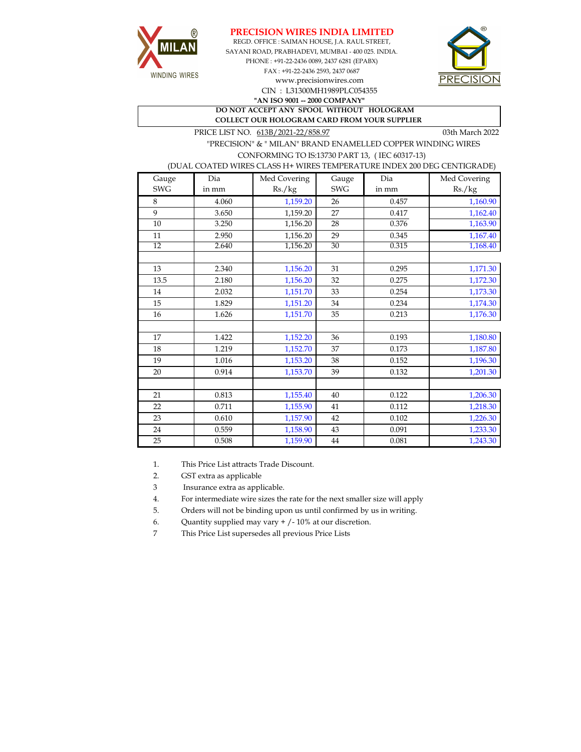**PRECISION WIRES INDIA LIMITED**

REGD. OFFICE : SAIMAN HOUSE, J.A. RAUL STREET,
SAYANI ROAD, PRABHADEVI, MUMBAI - 400 025. INDIA.
PHONE : +91-22-2436 0089, 2437 6281 (EPABX)
FAX : +91-22-2436 2593, 2437 0687
www.precisionwires.com
CIN : L31300MH1989PLC054355

**"AN ISO 9001 -- 2000 COMPANY"**

**DO NOT ACCEPT ANY SPOOL WITHOUT HOLOGRAM**
**COLLECT OUR HOLOGRAM CARD FROM YOUR SUPPLIER**

PRICE LIST NO. 613B/2021-22/858.97 — 03th March 2022

"PRECISION" & " MILAN" BRAND ENAMELLED COPPER WINDING WIRES
CONFORMING TO IS:13730 PART 13, ( IEC 60317-13)
(DUAL COATED WIRES CLASS H+ WIRES TEMPERATURE INDEX 200 DEG CENTIGRADE)

| Gauge SWG | Dia in mm | Med Covering Rs./kg | Gauge SWG | Dia in mm | Med Covering Rs./kg |
|---|---|---|---|---|---|
| 8 | 4.060 | 1,159.20 | 26 | 0.457 | 1,160.90 |
| 9 | 3.650 | 1,159.20 | 27 | 0.417 | 1,162.40 |
| 10 | 3.250 | 1,156.20 | 28 | 0.376 | 1,163.90 |
| 11 | 2.950 | 1,156.20 | 29 | 0.345 | 1,167.40 |
| 12 | 2.640 | 1,156.20 | 30 | 0.315 | 1,168.40 |
| | | | | | |
| 13 | 2.340 | 1,156.20 | 31 | 0.295 | 1,171.30 |
| 13.5 | 2.180 | 1,156.20 | 32 | 0.275 | 1,172.30 |
| 14 | 2.032 | 1,151.70 | 33 | 0.254 | 1,173.30 |
| 15 | 1.829 | 1,151.20 | 34 | 0.234 | 1,174.30 |
| 16 | 1.626 | 1,151.70 | 35 | 0.213 | 1,176.30 |
| | | | | | |
| 17 | 1.422 | 1,152.20 | 36 | 0.193 | 1,180.80 |
| 18 | 1.219 | 1,152.70 | 37 | 0.173 | 1,187.80 |
| 19 | 1.016 | 1,153.20 | 38 | 0.152 | 1,196.30 |
| 20 | 0.914 | 1,153.70 | 39 | 0.132 | 1,201.30 |
| | | | | | |
| 21 | 0.813 | 1,155.40 | 40 | 0.122 | 1,206.30 |
| 22 | 0.711 | 1,155.90 | 41 | 0.112 | 1,218.30 |
| 23 | 0.610 | 1,157.90 | 42 | 0.102 | 1,226.30 |
| 24 | 0.559 | 1,158.90 | 43 | 0.091 | 1,233.30 |
| 25 | 0.508 | 1,159.90 | 44 | 0.081 | 1,243.30 |

1. This Price List attracts Trade Discount.
2. GST extra as applicable
3. Insurance extra as applicable.
4. For intermediate wire sizes the rate for the next smaller size will apply
5. Orders will not be binding upon us until confirmed by us in writing.
6. Quantity supplied may vary + / - 10% at our discretion.
7. This Price List supersedes all previous Price Lists